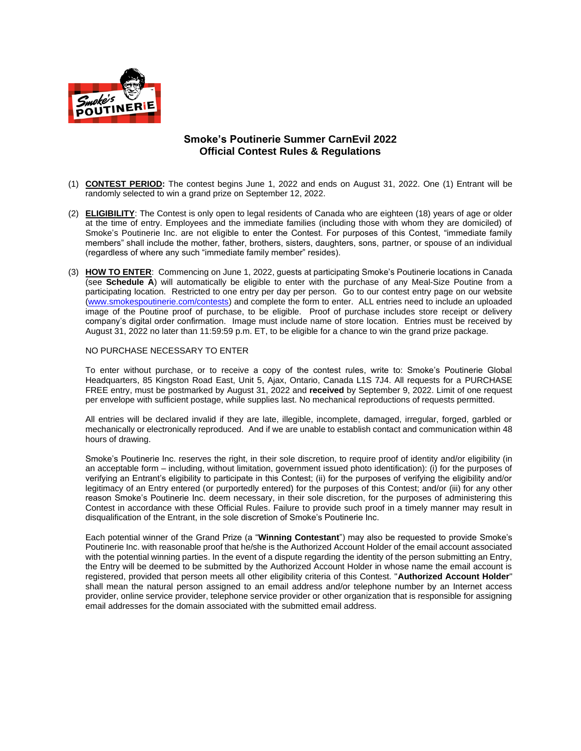# Smoke's Poutinerie Summer CarnEvil 2022
## Official Contest Rules & Regulations

(1) **CONTEST PERIOD:** The contest begins June 1, 2022 and ends on August 31, 2022. One (1) Entrant will be randomly selected to win a grand prize on September 12, 2022.

(2) **ELIGIBILITY**: The Contest is only open to legal residents of Canada who are eighteen (18) years of age or older at the time of entry. Employees and the immediate families (including those with whom they are domiciled) of Smoke's Poutinerie Inc. are not eligible to enter the Contest. For purposes of this Contest, "immediate family members" shall include the mother, father, brothers, sisters, daughters, sons, partner, or spouse of an individual (regardless of where any such "immediate family member" resides).

(3) **HOW TO ENTER**: Commencing on June 1, 2022, guests at participating Smoke's Poutinerie locations in Canada (see **Schedule A**) will automatically be eligible to enter with the purchase of any Meal-Size Poutine from a participating location. Restricted to one entry per day per person. Go to our contest entry page on our website (www.smokespoutinerie.com/contests) and complete the form to enter. ALL entries need to include an uploaded image of the Poutine proof of purchase, to be eligible. Proof of purchase includes store receipt or delivery company's digital order confirmation. Image must include name of store location. Entries must be received by August 31, 2022 no later than 11:59:59 p.m. ET, to be eligible for a chance to win the grand prize package.

NO PURCHASE NECESSARY TO ENTER

To enter without purchase, or to receive a copy of the contest rules, write to: Smoke's Poutinerie Global Headquarters, 85 Kingston Road East, Unit 5, Ajax, Ontario, Canada L1S 7J4. All requests for a PURCHASE FREE entry, must be postmarked by August 31, 2022 and **received** by September 9, 2022. Limit of one request per envelope with sufficient postage, while supplies last. No mechanical reproductions of requests permitted.

All entries will be declared invalid if they are late, illegible, incomplete, damaged, irregular, forged, garbled or mechanically or electronically reproduced. And if we are unable to establish contact and communication within 48 hours of drawing.

Smoke's Poutinerie Inc. reserves the right, in their sole discretion, to require proof of identity and/or eligibility (in an acceptable form – including, without limitation, government issued photo identification): (i) for the purposes of verifying an Entrant's eligibility to participate in this Contest; (ii) for the purposes of verifying the eligibility and/or legitimacy of an Entry entered (or purportedly entered) for the purposes of this Contest; and/or (iii) for any other reason Smoke's Poutinerie Inc. deem necessary, in their sole discretion, for the purposes of administering this Contest in accordance with these Official Rules. Failure to provide such proof in a timely manner may result in disqualification of the Entrant, in the sole discretion of Smoke's Poutinerie Inc.

Each potential winner of the Grand Prize (a "**Winning Contestant**") may also be requested to provide Smoke's Poutinerie Inc. with reasonable proof that he/she is the Authorized Account Holder of the email account associated with the potential winning parties. In the event of a dispute regarding the identity of the person submitting an Entry, the Entry will be deemed to be submitted by the Authorized Account Holder in whose name the email account is registered, provided that person meets all other eligibility criteria of this Contest. "**Authorized Account Holder**" shall mean the natural person assigned to an email address and/or telephone number by an Internet access provider, online service provider, telephone service provider or other organization that is responsible for assigning email addresses for the domain associated with the submitted email address.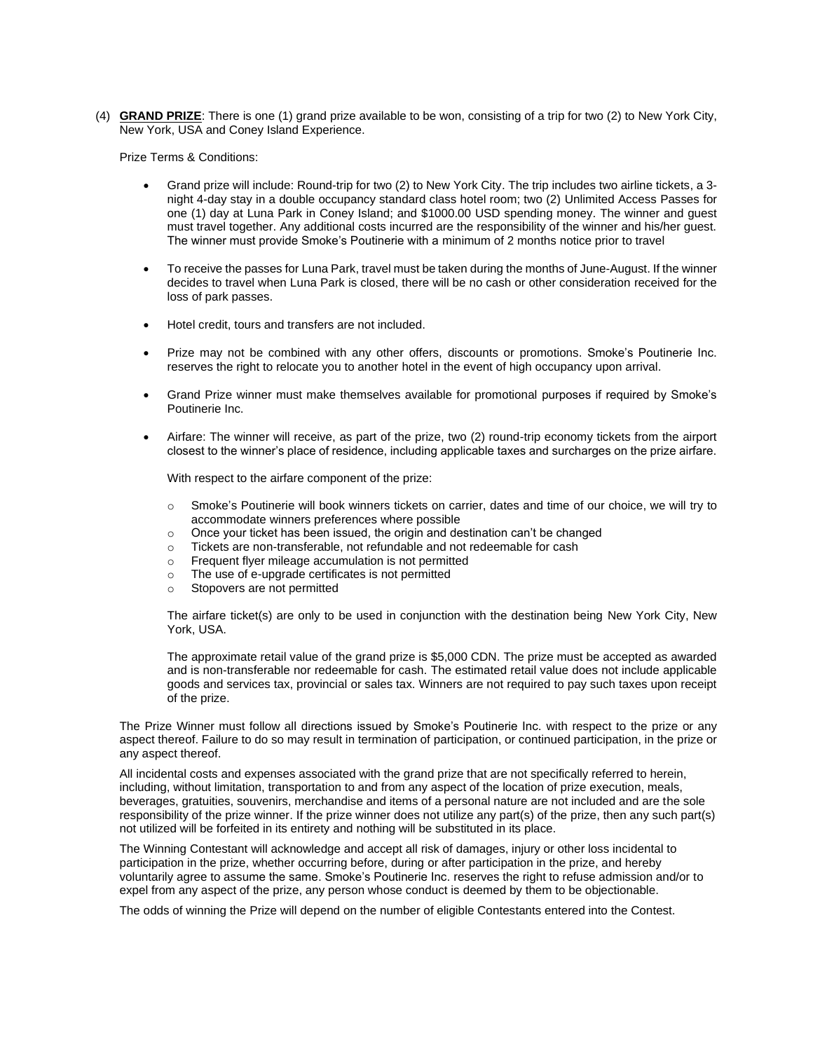(4) **GRAND PRIZE**: There is one (1) grand prize available to be won, consisting of a trip for two (2) to New York City, New York, USA and Coney Island Experience.

Prize Terms & Conditions:

- Grand prize will include: Round-trip for two (2) to New York City. The trip includes two airline tickets, a 3-night 4-day stay in a double occupancy standard class hotel room; two (2) Unlimited Access Passes for one (1) day at Luna Park in Coney Island; and $1000.00 USD spending money. The winner and guest must travel together. Any additional costs incurred are the responsibility of the winner and his/her guest. The winner must provide Smoke's Poutinerie with a minimum of 2 months notice prior to travel

- To receive the passes for Luna Park, travel must be taken during the months of June-August. If the winner decides to travel when Luna Park is closed, there will be no cash or other consideration received for the loss of park passes.

- Hotel credit, tours and transfers are not included.

- Prize may not be combined with any other offers, discounts or promotions. Smoke's Poutinerie Inc. reserves the right to relocate you to another hotel in the event of high occupancy upon arrival.

- Grand Prize winner must make themselves available for promotional purposes if required by Smoke's Poutinerie Inc.

- Airfare: The winner will receive, as part of the prize, two (2) round-trip economy tickets from the airport closest to the winner's place of residence, including applicable taxes and surcharges on the prize airfare.

  With respect to the airfare component of the prize:

  - Smoke's Poutinerie will book winners tickets on carrier, dates and time of our choice, we will try to accommodate winners preferences where possible
  - Once your ticket has been issued, the origin and destination can't be changed
  - Tickets are non-transferable, not refundable and not redeemable for cash
  - Frequent flyer mileage accumulation is not permitted
  - The use of e-upgrade certificates is not permitted
  - Stopovers are not permitted

  The airfare ticket(s) are only to be used in conjunction with the destination being New York City, New York, USA.

  The approximate retail value of the grand prize is $5,000 CDN. The prize must be accepted as awarded and is non-transferable nor redeemable for cash. The estimated retail value does not include applicable goods and services tax, provincial or sales tax. Winners are not required to pay such taxes upon receipt of the prize.

The Prize Winner must follow all directions issued by Smoke's Poutinerie Inc. with respect to the prize or any aspect thereof. Failure to do so may result in termination of participation, or continued participation, in the prize or any aspect thereof.

All incidental costs and expenses associated with the grand prize that are not specifically referred to herein, including, without limitation, transportation to and from any aspect of the location of prize execution, meals, beverages, gratuities, souvenirs, merchandise and items of a personal nature are not included and are the sole responsibility of the prize winner. If the prize winner does not utilize any part(s) of the prize, then any such part(s) not utilized will be forfeited in its entirety and nothing will be substituted in its place.

The Winning Contestant will acknowledge and accept all risk of damages, injury or other loss incidental to participation in the prize, whether occurring before, during or after participation in the prize, and hereby voluntarily agree to assume the same. Smoke's Poutinerie Inc. reserves the right to refuse admission and/or to expel from any aspect of the prize, any person whose conduct is deemed by them to be objectionable.

The odds of winning the Prize will depend on the number of eligible Contestants entered into the Contest.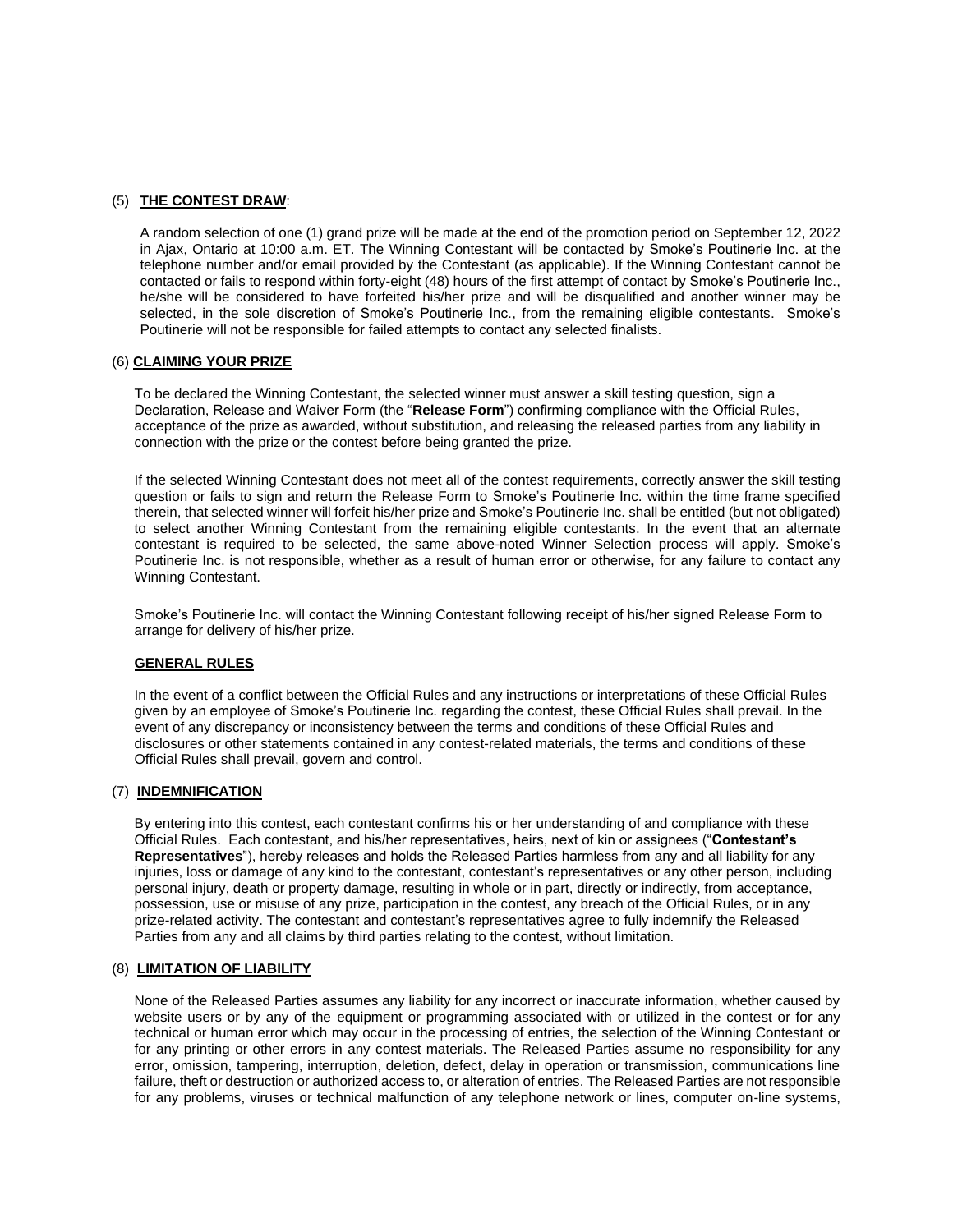## (5) THE CONTEST DRAW:

A random selection of one (1) grand prize will be made at the end of the promotion period on September 12, 2022 in Ajax, Ontario at 10:00 a.m. ET. The Winning Contestant will be contacted by Smoke's Poutinerie Inc. at the telephone number and/or email provided by the Contestant (as applicable). If the Winning Contestant cannot be contacted or fails to respond within forty-eight (48) hours of the first attempt of contact by Smoke's Poutinerie Inc., he/she will be considered to have forfeited his/her prize and will be disqualified and another winner may be selected, in the sole discretion of Smoke's Poutinerie Inc., from the remaining eligible contestants. Smoke's Poutinerie will not be responsible for failed attempts to contact any selected finalists.

## (6) CLAIMING YOUR PRIZE

To be declared the Winning Contestant, the selected winner must answer a skill testing question, sign a Declaration, Release and Waiver Form (the "**Release Form**") confirming compliance with the Official Rules, acceptance of the prize as awarded, without substitution, and releasing the released parties from any liability in connection with the prize or the contest before being granted the prize.

If the selected Winning Contestant does not meet all of the contest requirements, correctly answer the skill testing question or fails to sign and return the Release Form to Smoke's Poutinerie Inc. within the time frame specified therein, that selected winner will forfeit his/her prize and Smoke's Poutinerie Inc. shall be entitled (but not obligated) to select another Winning Contestant from the remaining eligible contestants. In the event that an alternate contestant is required to be selected, the same above-noted Winner Selection process will apply. Smoke's Poutinerie Inc. is not responsible, whether as a result of human error or otherwise, for any failure to contact any Winning Contestant.

Smoke's Poutinerie Inc. will contact the Winning Contestant following receipt of his/her signed Release Form to arrange for delivery of his/her prize.

## GENERAL RULES

In the event of a conflict between the Official Rules and any instructions or interpretations of these Official Rules given by an employee of Smoke's Poutinerie Inc. regarding the contest, these Official Rules shall prevail. In the event of any discrepancy or inconsistency between the terms and conditions of these Official Rules and disclosures or other statements contained in any contest-related materials, the terms and conditions of these Official Rules shall prevail, govern and control.

## (7) INDEMNIFICATION

By entering into this contest, each contestant confirms his or her understanding of and compliance with these Official Rules. Each contestant, and his/her representatives, heirs, next of kin or assignees ("**Contestant's Representatives**"), hereby releases and holds the Released Parties harmless from any and all liability for any injuries, loss or damage of any kind to the contestant, contestant's representatives or any other person, including personal injury, death or property damage, resulting in whole or in part, directly or indirectly, from acceptance, possession, use or misuse of any prize, participation in the contest, any breach of the Official Rules, or in any prize-related activity. The contestant and contestant's representatives agree to fully indemnify the Released Parties from any and all claims by third parties relating to the contest, without limitation.

## (8) LIMITATION OF LIABILITY

None of the Released Parties assumes any liability for any incorrect or inaccurate information, whether caused by website users or by any of the equipment or programming associated with or utilized in the contest or for any technical or human error which may occur in the processing of entries, the selection of the Winning Contestant or for any printing or other errors in any contest materials. The Released Parties assume no responsibility for any error, omission, tampering, interruption, deletion, defect, delay in operation or transmission, communications line failure, theft or destruction or authorized access to, or alteration of entries. The Released Parties are not responsible for any problems, viruses or technical malfunction of any telephone network or lines, computer on-line systems,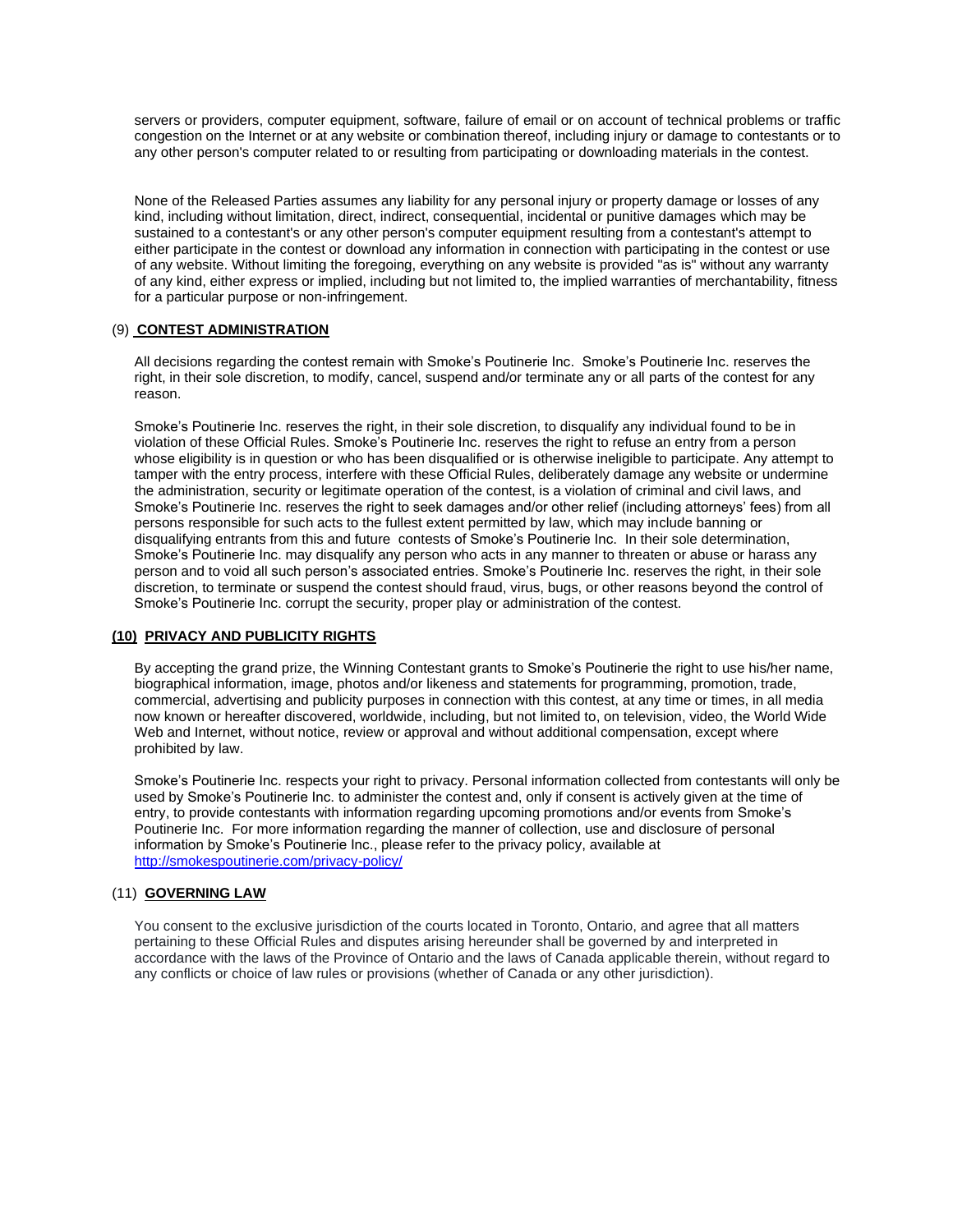servers or providers, computer equipment, software, failure of email or on account of technical problems or traffic congestion on the Internet or at any website or combination thereof, including injury or damage to contestants or to any other person's computer related to or resulting from participating or downloading materials in the contest.

None of the Released Parties assumes any liability for any personal injury or property damage or losses of any kind, including without limitation, direct, indirect, consequential, incidental or punitive damages which may be sustained to a contestant's or any other person's computer equipment resulting from a contestant's attempt to either participate in the contest or download any information in connection with participating in the contest or use of any website. Without limiting the foregoing, everything on any website is provided "as is" without any warranty of any kind, either express or implied, including but not limited to, the implied warranties of merchantability, fitness for a particular purpose or non-infringement.

## (9) **CONTEST ADMINISTRATION**

All decisions regarding the contest remain with Smoke's Poutinerie Inc. Smoke's Poutinerie Inc. reserves the right, in their sole discretion, to modify, cancel, suspend and/or terminate any or all parts of the contest for any reason.

Smoke's Poutinerie Inc. reserves the right, in their sole discretion, to disqualify any individual found to be in violation of these Official Rules. Smoke's Poutinerie Inc. reserves the right to refuse an entry from a person whose eligibility is in question or who has been disqualified or is otherwise ineligible to participate. Any attempt to tamper with the entry process, interfere with these Official Rules, deliberately damage any website or undermine the administration, security or legitimate operation of the contest, is a violation of criminal and civil laws, and Smoke's Poutinerie Inc. reserves the right to seek damages and/or other relief (including attorneys' fees) from all persons responsible for such acts to the fullest extent permitted by law, which may include banning or disqualifying entrants from this and future contests of Smoke's Poutinerie Inc. In their sole determination, Smoke's Poutinerie Inc. may disqualify any person who acts in any manner to threaten or abuse or harass any person and to void all such person's associated entries. Smoke's Poutinerie Inc. reserves the right, in their sole discretion, to terminate or suspend the contest should fraud, virus, bugs, or other reasons beyond the control of Smoke's Poutinerie Inc. corrupt the security, proper play or administration of the contest.

## **(10) PRIVACY AND PUBLICITY RIGHTS**

By accepting the grand prize, the Winning Contestant grants to Smoke's Poutinerie the right to use his/her name, biographical information, image, photos and/or likeness and statements for programming, promotion, trade, commercial, advertising and publicity purposes in connection with this contest, at any time or times, in all media now known or hereafter discovered, worldwide, including, but not limited to, on television, video, the World Wide Web and Internet, without notice, review or approval and without additional compensation, except where prohibited by law.

Smoke's Poutinerie Inc. respects your right to privacy. Personal information collected from contestants will only be used by Smoke's Poutinerie Inc. to administer the contest and, only if consent is actively given at the time of entry, to provide contestants with information regarding upcoming promotions and/or events from Smoke's Poutinerie Inc. For more information regarding the manner of collection, use and disclosure of personal information by Smoke's Poutinerie Inc., please refer to the privacy policy, available at http://smokespoutinerie.com/privacy-policy/

## (11) **GOVERNING LAW**

You consent to the exclusive jurisdiction of the courts located in Toronto, Ontario, and agree that all matters pertaining to these Official Rules and disputes arising hereunder shall be governed by and interpreted in accordance with the laws of the Province of Ontario and the laws of Canada applicable therein, without regard to any conflicts or choice of law rules or provisions (whether of Canada or any other jurisdiction).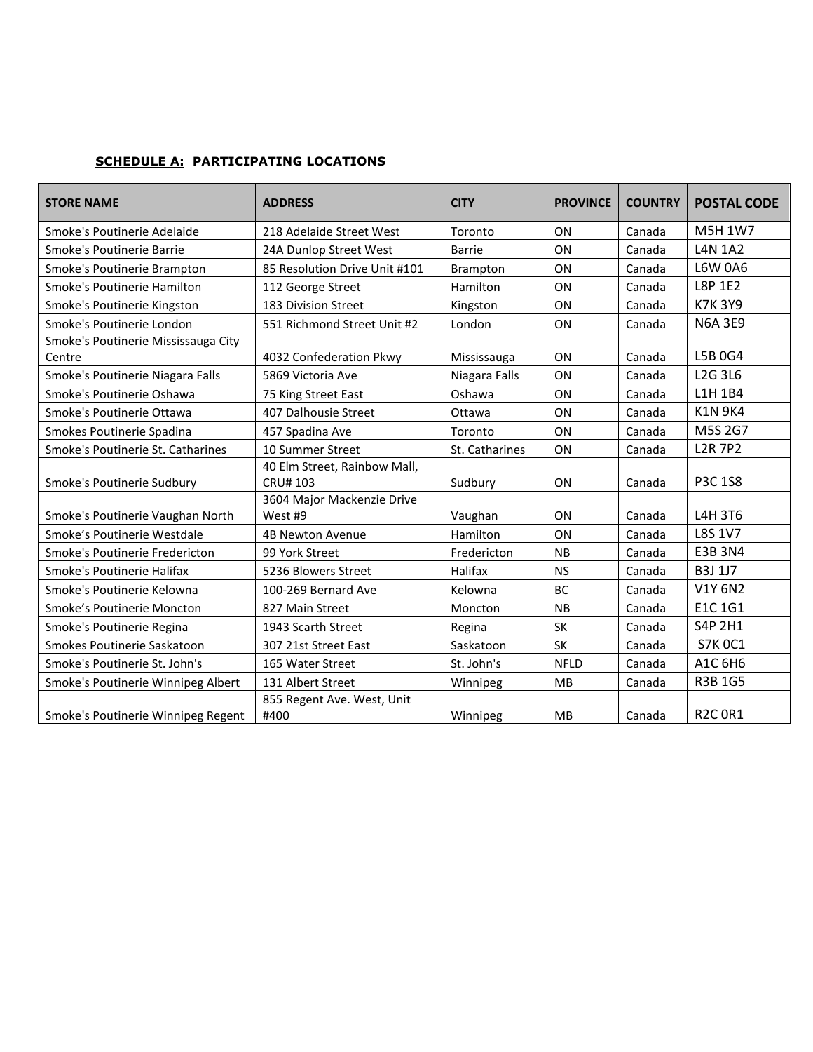**SCHEDULE A: PARTICIPATING LOCATIONS**

| STORE NAME | ADDRESS | CITY | PROVINCE | COUNTRY | POSTAL CODE |
|---|---|---|---|---|---|
| Smoke's Poutinerie Adelaide | 218 Adelaide Street West | Toronto | ON | Canada | M5H 1W7 |
| Smoke's Poutinerie Barrie | 24A Dunlop Street West | Barrie | ON | Canada | L4N 1A2 |
| Smoke's Poutinerie Brampton | 85 Resolution Drive Unit #101 | Brampton | ON | Canada | L6W 0A6 |
| Smoke's Poutinerie Hamilton | 112 George Street | Hamilton | ON | Canada | L8P 1E2 |
| Smoke's Poutinerie Kingston | 183 Division Street | Kingston | ON | Canada | K7K 3Y9 |
| Smoke's Poutinerie London | 551 Richmond Street Unit #2 | London | ON | Canada | N6A 3E9 |
| Smoke's Poutinerie Mississauga City Centre | 4032 Confederation Pkwy | Mississauga | ON | Canada | L5B 0G4 |
| Smoke's Poutinerie Niagara Falls | 5869 Victoria Ave | Niagara Falls | ON | Canada | L2G 3L6 |
| Smoke's Poutinerie Oshawa | 75 King Street East | Oshawa | ON | Canada | L1H 1B4 |
| Smoke's Poutinerie Ottawa | 407 Dalhousie Street | Ottawa | ON | Canada | K1N 9K4 |
| Smokes Poutinerie Spadina | 457 Spadina Ave | Toronto | ON | Canada | M5S 2G7 |
| Smoke's Poutinerie St. Catharines | 10 Summer Street | St. Catharines | ON | Canada | L2R 7P2 |
| Smoke's Poutinerie Sudbury | 40 Elm Street, Rainbow Mall, CRU# 103 | Sudbury | ON | Canada | P3C 1S8 |
| Smoke's Poutinerie Vaughan North | 3604 Major Mackenzie Drive West #9 | Vaughan | ON | Canada | L4H 3T6 |
| Smoke’s Poutinerie Westdale | 4B Newton Avenue | Hamilton | ON | Canada | L8S 1V7 |
| Smoke's Poutinerie Fredericton | 99 York Street | Fredericton | NB | Canada | E3B 3N4 |
| Smoke's Poutinerie Halifax | 5236 Blowers Street | Halifax | NS | Canada | B3J 1J7 |
| Smoke's Poutinerie Kelowna | 100-269 Bernard Ave | Kelowna | BC | Canada | V1Y 6N2 |
| Smoke’s Poutinerie Moncton | 827 Main Street | Moncton | NB | Canada | E1C 1G1 |
| Smoke's Poutinerie Regina | 1943 Scarth Street | Regina | SK | Canada | S4P 2H1 |
| Smokes Poutinerie Saskatoon | 307 21st Street East | Saskatoon | SK | Canada | S7K 0C1 |
| Smoke's Poutinerie St. John's | 165 Water Street | St. John's | NFLD | Canada | A1C 6H6 |
| Smoke's Poutinerie Winnipeg Albert | 131 Albert Street | Winnipeg | MB | Canada | R3B 1G5 |
| Smoke's Poutinerie Winnipeg Regent | 855 Regent Ave. West, Unit #400 | Winnipeg | MB | Canada | R2C 0R1 |